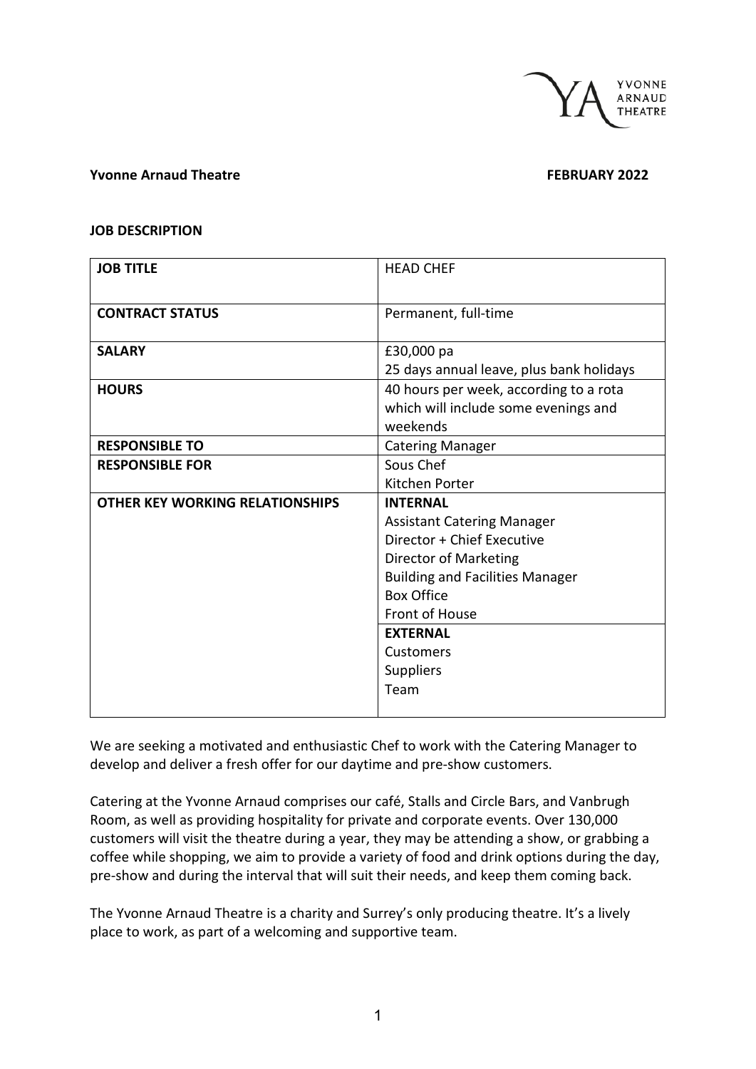**Yvonne Arnaud Theatre** **FEBRUARY 2022**

**JOB DESCRIPTION**

| | |
|---|---|
| **JOB TITLE** | HEAD CHEF |
| **CONTRACT STATUS** | Permanent, full-time |
| **SALARY** | £30,000 pa<br>25 days annual leave, plus bank holidays |
| **HOURS** | 40 hours per week, according to a rota which will include some evenings and weekends |
| **RESPONSIBLE TO** | Catering Manager |
| **RESPONSIBLE FOR** | Sous Chef<br>Kitchen Porter |
| **OTHER KEY WORKING RELATIONSHIPS** | **INTERNAL**<br>Assistant Catering Manager<br>Director + Chief Executive<br>Director of Marketing<br>Building and Facilities Manager<br>Box Office<br>Front of House |
| | **EXTERNAL**<br>Customers<br>Suppliers<br>Team |

We are seeking a motivated and enthusiastic Chef to work with the Catering Manager to develop and deliver a fresh offer for our daytime and pre-show customers.

Catering at the Yvonne Arnaud comprises our café, Stalls and Circle Bars, and Vanbrugh Room, as well as providing hospitality for private and corporate events. Over 130,000 customers will visit the theatre during a year, they may be attending a show, or grabbing a coffee while shopping, we aim to provide a variety of food and drink options during the day, pre-show and during the interval that will suit their needs, and keep them coming back.

The Yvonne Arnaud Theatre is a charity and Surrey's only producing theatre. It's a lively place to work, as part of a welcoming and supportive team.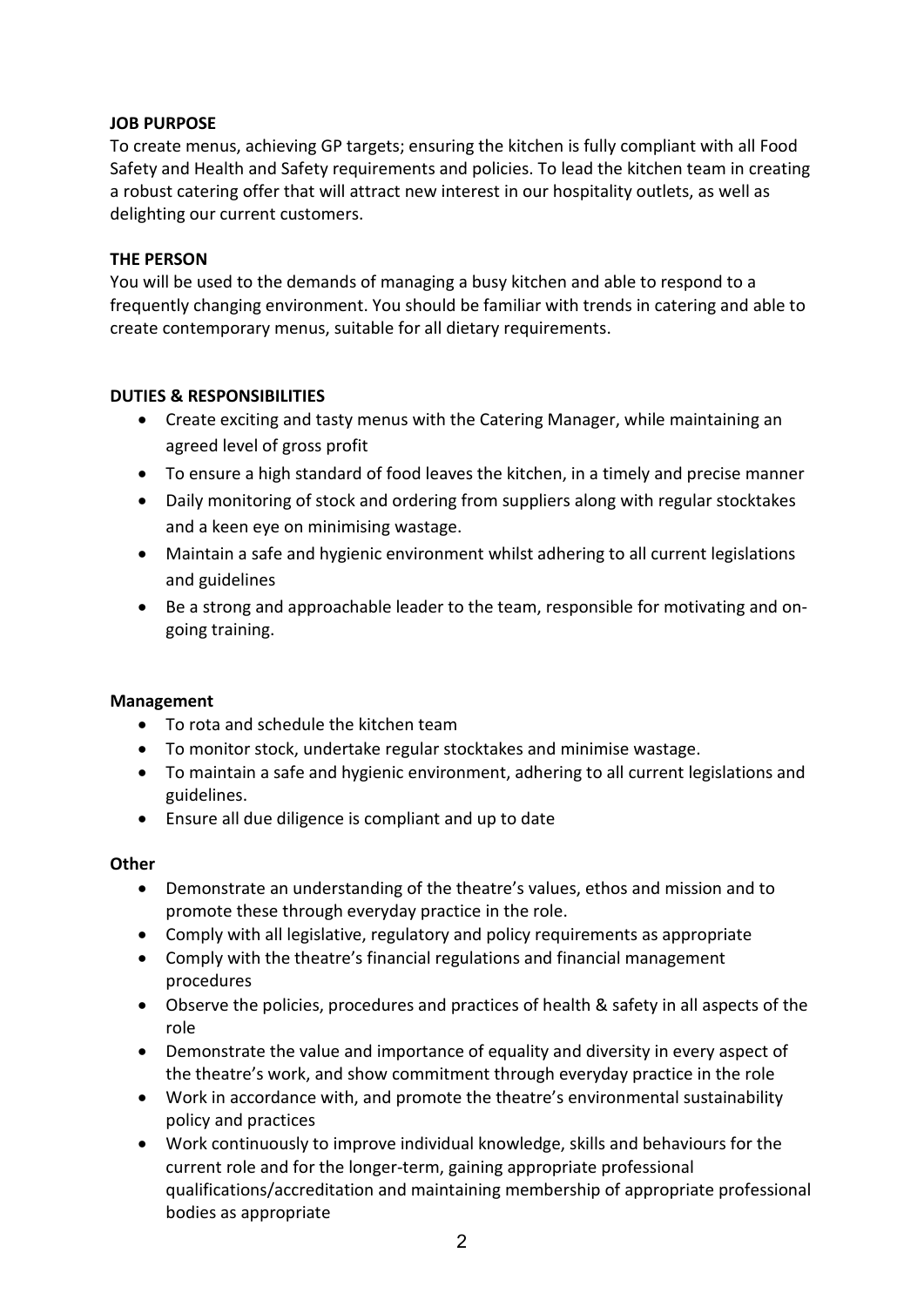**JOB PURPOSE**

To create menus, achieving GP targets; ensuring the kitchen is fully compliant with all Food Safety and Health and Safety requirements and policies. To lead the kitchen team in creating a robust catering offer that will attract new interest in our hospitality outlets, as well as delighting our current customers.

**THE PERSON**

You will be used to the demands of managing a busy kitchen and able to respond to a frequently changing environment. You should be familiar with trends in catering and able to create contemporary menus, suitable for all dietary requirements.

**DUTIES & RESPONSIBILITIES**

- Create exciting and tasty menus with the Catering Manager, while maintaining an agreed level of gross profit
- To ensure a high standard of food leaves the kitchen, in a timely and precise manner
- Daily monitoring of stock and ordering from suppliers along with regular stocktakes and a keen eye on minimising wastage.
- Maintain a safe and hygienic environment whilst adhering to all current legislations and guidelines
- Be a strong and approachable leader to the team, responsible for motivating and on-going training.

**Management**

- To rota and schedule the kitchen team
- To monitor stock, undertake regular stocktakes and minimise wastage.
- To maintain a safe and hygienic environment, adhering to all current legislations and guidelines.
- Ensure all due diligence is compliant and up to date

**Other**

- Demonstrate an understanding of the theatre's values, ethos and mission and to promote these through everyday practice in the role.
- Comply with all legislative, regulatory and policy requirements as appropriate
- Comply with the theatre's financial regulations and financial management procedures
- Observe the policies, procedures and practices of health & safety in all aspects of the role
- Demonstrate the value and importance of equality and diversity in every aspect of the theatre's work, and show commitment through everyday practice in the role
- Work in accordance with, and promote the theatre's environmental sustainability policy and practices
- Work continuously to improve individual knowledge, skills and behaviours for the current role and for the longer-term, gaining appropriate professional qualifications/accreditation and maintaining membership of appropriate professional bodies as appropriate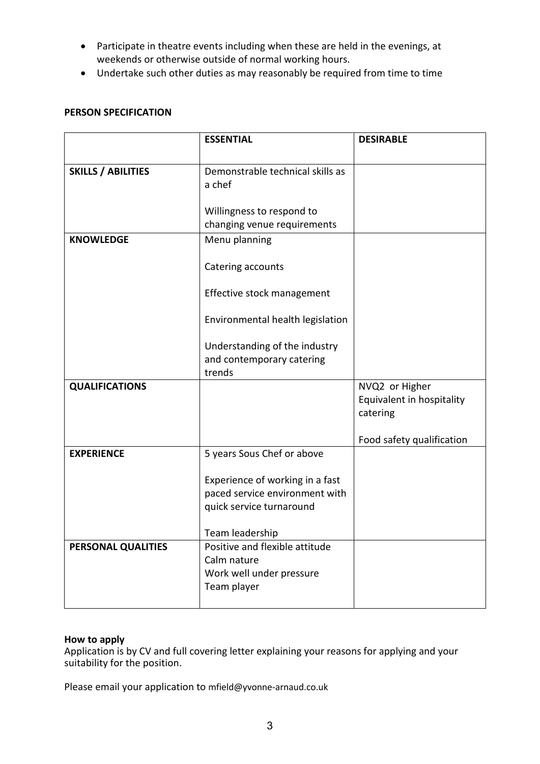- Participate in theatre events including when these are held in the evenings, at weekends or otherwise outside of normal working hours.
- Undertake such other duties as may reasonably be required from time to time

**PERSON SPECIFICATION**

| | **ESSENTIAL** | **DESIRABLE** |
|---|---|---|
| **SKILLS / ABILITIES** | Demonstrable technical skills as a chef<br><br>Willingness to respond to changing venue requirements | |
| **KNOWLEDGE** | Menu planning<br><br>Catering accounts<br><br>Effective stock management<br><br>Environmental health legislation<br><br>Understanding of the industry and contemporary catering trends | |
| **QUALIFICATIONS** | | NVQ2 or Higher Equivalent in hospitality catering<br><br>Food safety qualification |
| **EXPERIENCE** | 5 years Sous Chef or above<br><br>Experience of working in a fast paced service environment with quick service turnaround<br><br>Team leadership | |
| **PERSONAL QUALITIES** | Positive and flexible attitude<br>Calm nature<br>Work well under pressure<br>Team player | |

**How to apply**

Application is by CV and full covering letter explaining your reasons for applying and your suitability for the position.

Please email your application to mfield@yvonne-arnaud.co.uk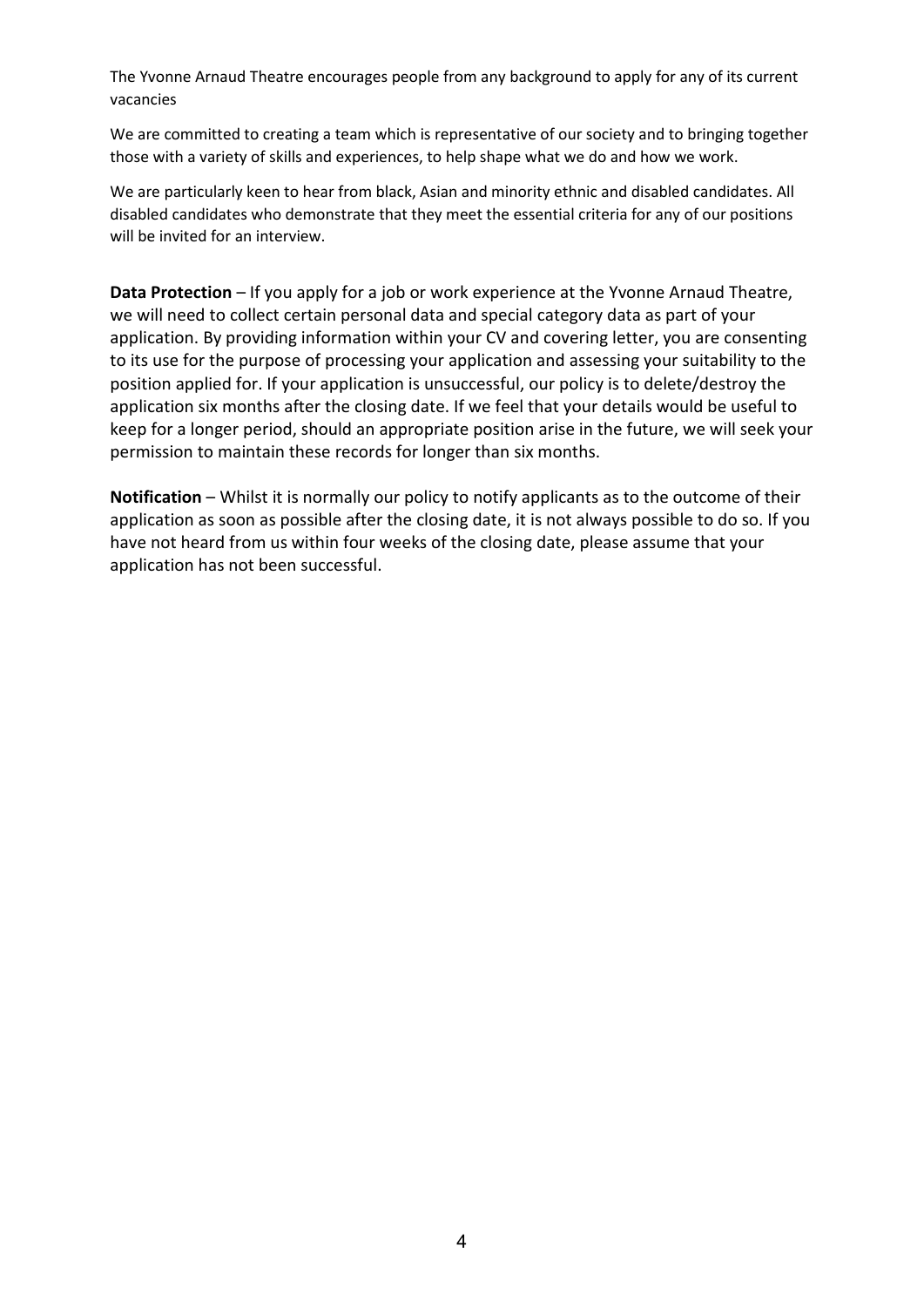The Yvonne Arnaud Theatre encourages people from any background to apply for any of its current vacancies

We are committed to creating a team which is representative of our society and to bringing together those with a variety of skills and experiences, to help shape what we do and how we work.

We are particularly keen to hear from black, Asian and minority ethnic and disabled candidates. All disabled candidates who demonstrate that they meet the essential criteria for any of our positions will be invited for an interview.

**Data Protection** – If you apply for a job or work experience at the Yvonne Arnaud Theatre, we will need to collect certain personal data and special category data as part of your application. By providing information within your CV and covering letter, you are consenting to its use for the purpose of processing your application and assessing your suitability to the position applied for. If your application is unsuccessful, our policy is to delete/destroy the application six months after the closing date. If we feel that your details would be useful to keep for a longer period, should an appropriate position arise in the future, we will seek your permission to maintain these records for longer than six months.

**Notification** – Whilst it is normally our policy to notify applicants as to the outcome of their application as soon as possible after the closing date, it is not always possible to do so. If you have not heard from us within four weeks of the closing date, please assume that your application has not been successful.